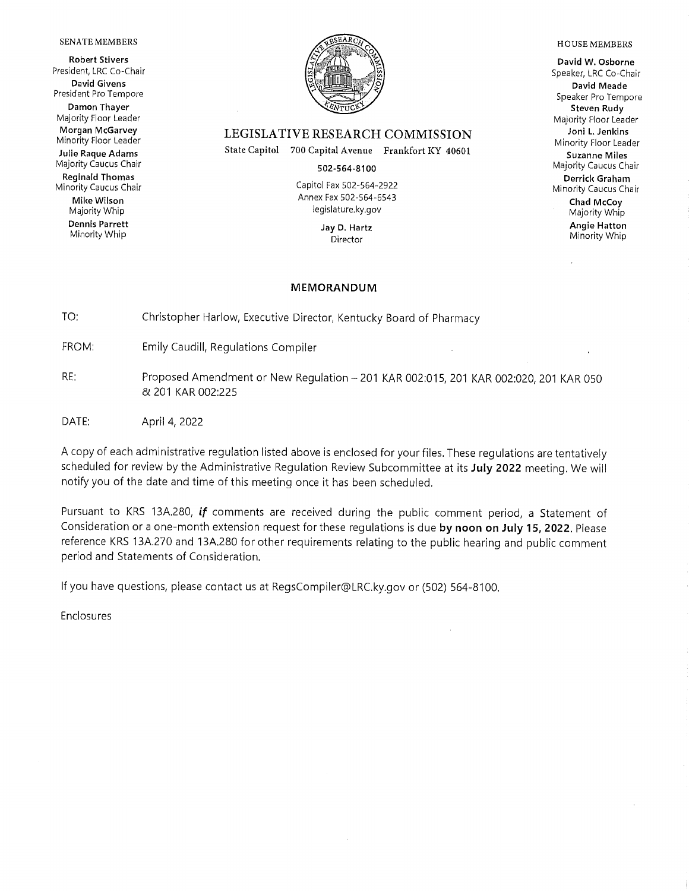SENATE MEMBERS

**Robert Stivers**
President, LRC Co-Chair

**David Givens**
President Pro Tempore

**Damon Thayer**
Majority Floor Leader

**Morgan McGarvey**
Minority Floor Leader

**Julie Raque Adams**
Majority Caucus Chair

**Reginald Thomas**
Minority Caucus Chair

**Mike Wilson**
Majority Whip

**Dennis Parrett**
Minority Whip

LEGISLATIVE RESEARCH COMMISSION

State Capitol 700 Capital Avenue Frankfort KY 40601

**502-564-8100**

Capitol Fax 502-564-2922
Annex Fax 502-564-6543
legislature.ky.gov

**Jay D. Hartz**
Director

HOUSE MEMBERS

**David W. Osborne**
Speaker, LRC Co-Chair

**David Meade**
Speaker Pro Tempore

**Steven Rudy**
Majority Floor Leader

**Joni L. Jenkins**
Minority Floor Leader

**Suzanne Miles**
Majority Caucus Chair

**Derrick Graham**
Minority Caucus Chair

**Chad McCoy**
Majority Whip

**Angie Hatton**
Minority Whip

## MEMORANDUM

TO: Christopher Harlow, Executive Director, Kentucky Board of Pharmacy

FROM: Emily Caudill, Regulations Compiler

RE: Proposed Amendment or New Regulation – 201 KAR 002:015, 201 KAR 002:020, 201 KAR 050 & 201 KAR 002:225

DATE: April 4, 2022

A copy of each administrative regulation listed above is enclosed for your files. These regulations are tentatively scheduled for review by the Administrative Regulation Review Subcommittee at its **July 2022** meeting. We will notify you of the date and time of this meeting once it has been scheduled.

Pursuant to KRS 13A.280, ***if*** comments are received during the public comment period, a Statement of Consideration or a one-month extension request for these regulations is due **by noon on July 15, 2022.** Please reference KRS 13A.270 and 13A.280 for other requirements relating to the public hearing and public comment period and Statements of Consideration.

If you have questions, please contact us at RegsCompiler@LRC.ky.gov or (502) 564-8100.

Enclosures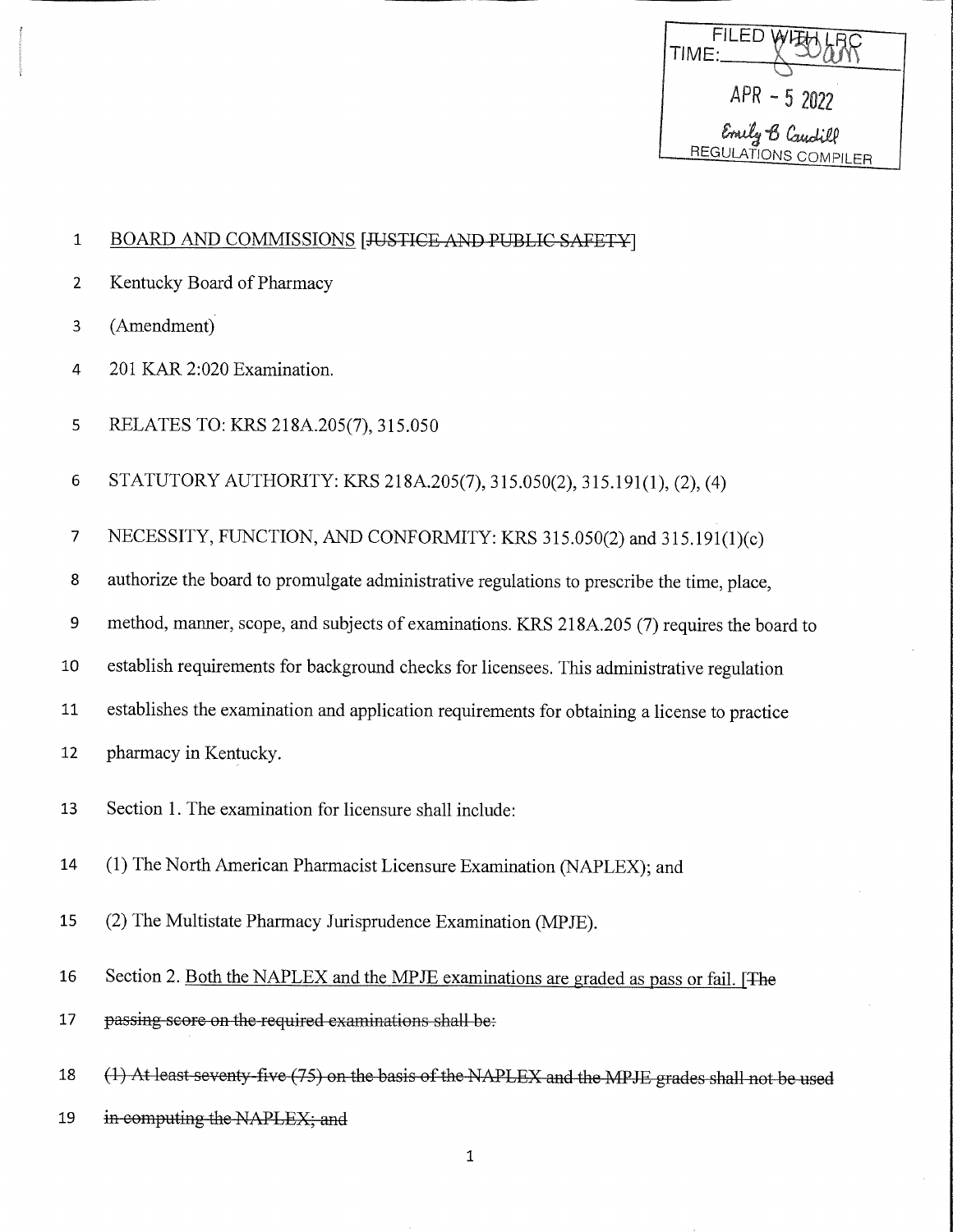FILED WITH LRC
TIME: 8:30 am
APR - 5 2022
Emily B Caudill
REGULATIONS COMPILER

1 BOARD AND COMMISSIONS [~~JUSTICE AND PUBLIC SAFETY~~]

2 Kentucky Board of Pharmacy

3 (Amendment)

4 201 KAR 2:020 Examination.

5 RELATES TO: KRS 218A.205(7), 315.050

6 STATUTORY AUTHORITY: KRS 218A.205(7), 315.050(2), 315.191(1), (2), (4)

7 NECESSITY, FUNCTION, AND CONFORMITY: KRS 315.050(2) and 315.191(1)(c)

8 authorize the board to promulgate administrative regulations to prescribe the time, place,

9 method, manner, scope, and subjects of examinations. KRS 218A.205 (7) requires the board to

10 establish requirements for background checks for licensees. This administrative regulation

11 establishes the examination and application requirements for obtaining a license to practice

12 pharmacy in Kentucky.

13 Section 1. The examination for licensure shall include:

14 (1) The North American Pharmacist Licensure Examination (NAPLEX); and

15 (2) The Multistate Pharmacy Jurisprudence Examination (MPJE).

16 Section 2. <u>Both the NAPLEX and the MPJE examinations are graded as pass or fail.</u> [~~The~~

17 ~~passing score on the required examinations shall be:~~

18 ~~(1) At least seventy-five (75) on the basis of the NAPLEX and the MPJE grades shall not be used~~

19 ~~in computing the NAPLEX; and~~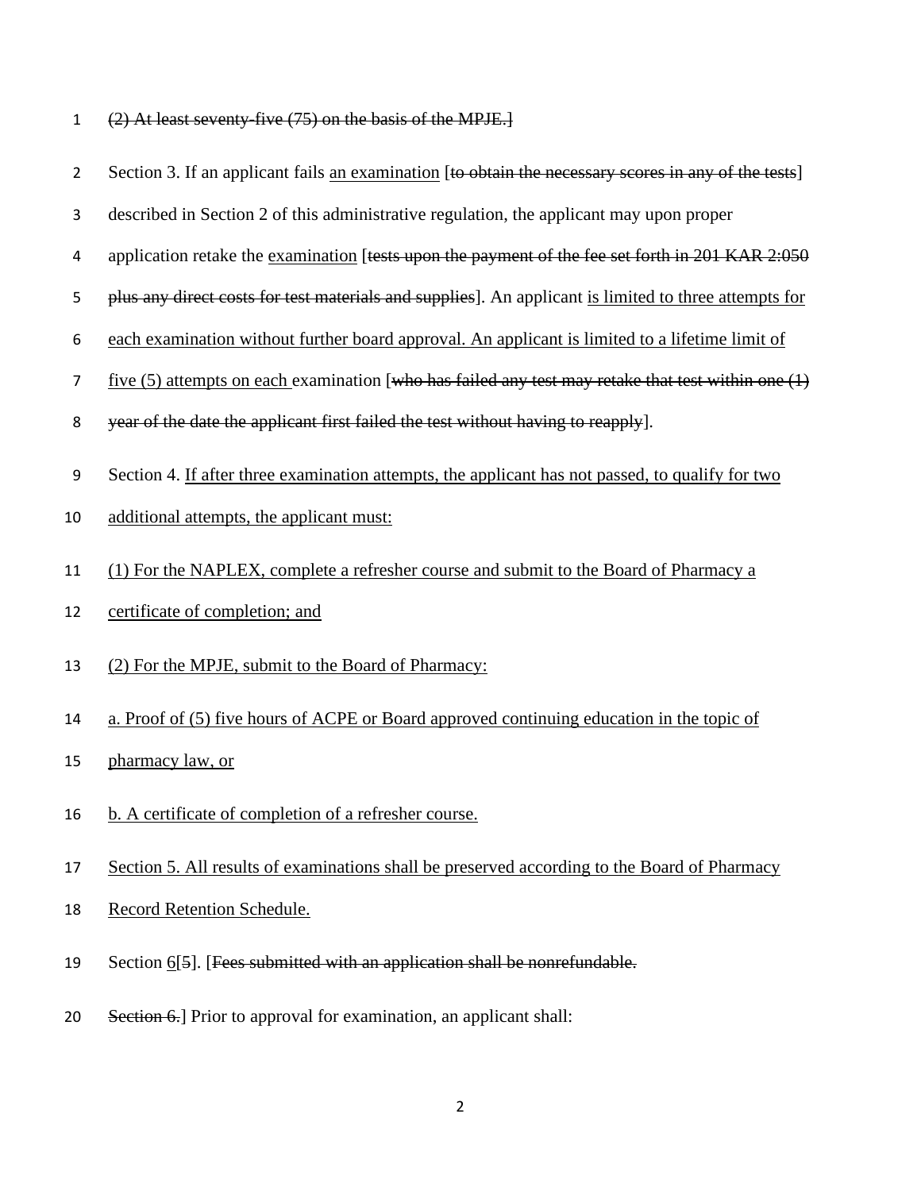~~(2) At least seventy-five (75) on the basis of the MPJE.]~~

Section 3. If an applicant fails <u>an examination</u> [~~to obtain the necessary scores in any of the tests~~] described in Section 2 of this administrative regulation, the applicant may upon proper application retake the <u>examination</u> [~~tests upon the payment of the fee set forth in 201 KAR 2:050 plus any direct costs for test materials and supplies~~]. An applicant <u>is limited to three attempts for each examination without further board approval. An applicant is limited to a lifetime limit of five (5) attempts on each</u> examination [~~who has failed any test may retake that test within one (1) year of the date the applicant first failed the test without having to reapply~~].

Section 4. <u>If after three examination attempts, the applicant has not passed, to qualify for two additional attempts, the applicant must:</u>

<u>(1) For the NAPLEX, complete a refresher course and submit to the Board of Pharmacy a certificate of completion; and</u>

<u>(2) For the MPJE, submit to the Board of Pharmacy:</u>

<u>a. Proof of (5) five hours of ACPE or Board approved continuing education in the topic of pharmacy law, or</u>

<u>b. A certificate of completion of a refresher course.</u>

<u>Section 5. All results of examinations shall be preserved according to the Board of Pharmacy Record Retention Schedule.</u>

Section <u>6</u>[~~5~~]. [~~Fees submitted with an application shall be nonrefundable.~~

~~Section 6.~~] Prior to approval for examination, an applicant shall: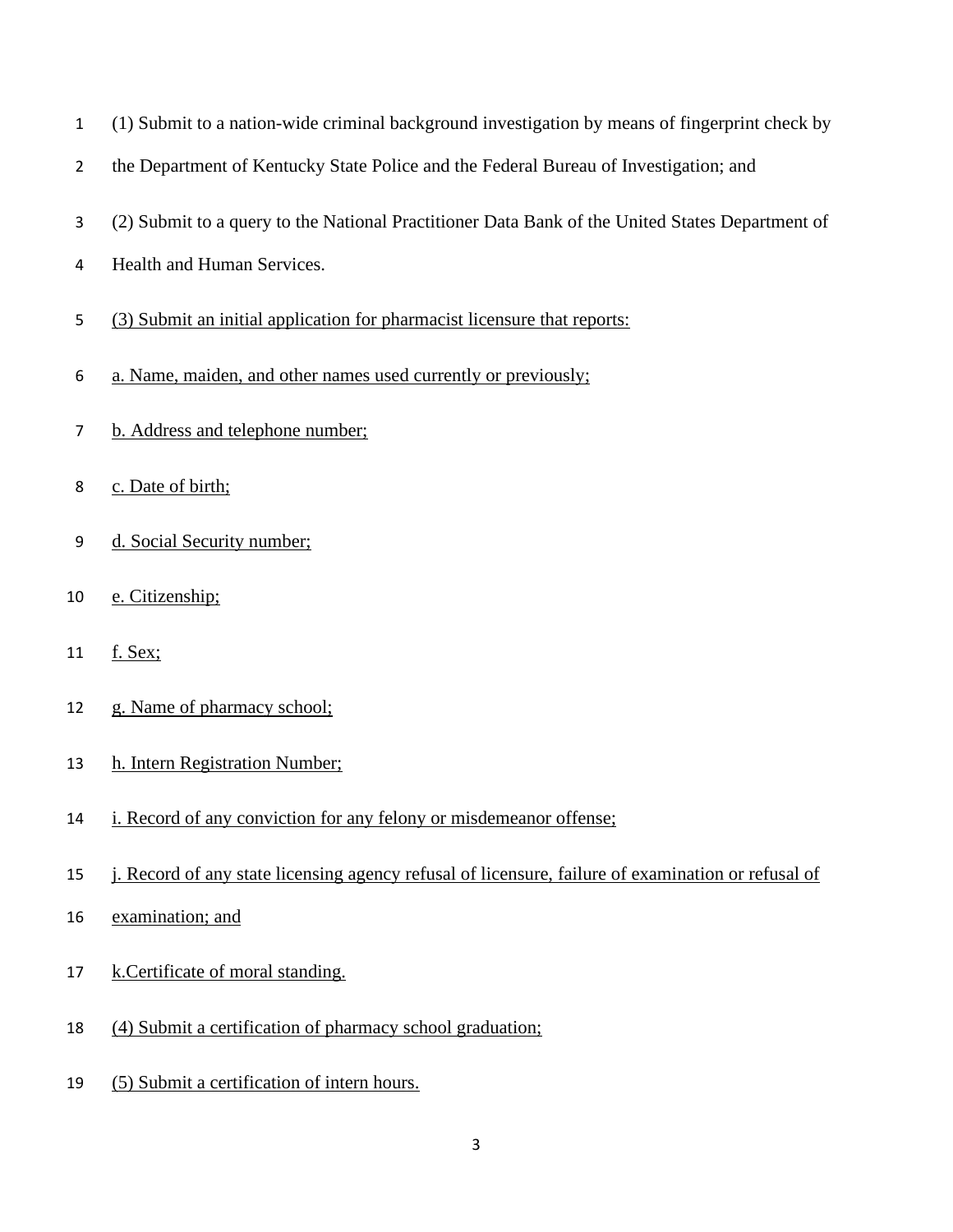(1) Submit to a nation-wide criminal background investigation by means of fingerprint check by the Department of Kentucky State Police and the Federal Bureau of Investigation; and

(2) Submit to a query to the National Practitioner Data Bank of the United States Department of Health and Human Services.

<u>(3) Submit an initial application for pharmacist licensure that reports:</u>

<u>a. Name, maiden, and other names used currently or previously;</u>

<u>b. Address and telephone number;</u>

<u>c. Date of birth;</u>

<u>d. Social Security number;</u>

<u>e. Citizenship;</u>

<u>f. Sex;</u>

<u>g. Name of pharmacy school;</u>

<u>h. Intern Registration Number;</u>

<u>i. Record of any conviction for any felony or misdemeanor offense;</u>

<u>j. Record of any state licensing agency refusal of licensure, failure of examination or refusal of examination; and</u>

<u>k.Certificate of moral standing.</u>

<u>(4) Submit a certification of pharmacy school graduation;</u>

<u>(5) Submit a certification of intern hours.</u>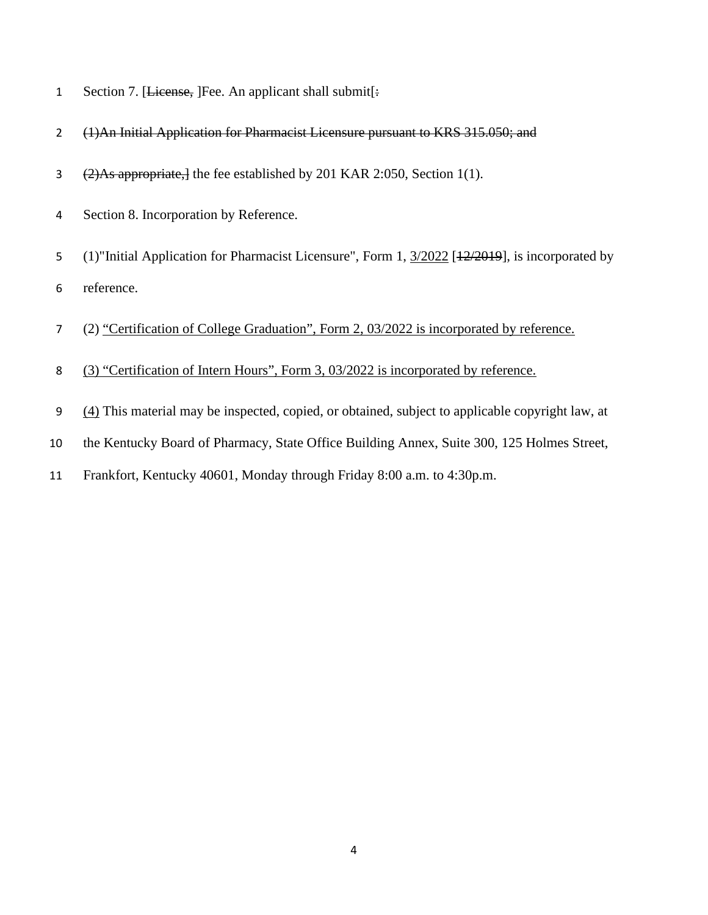Section 7. [~~License,~~ ]Fee. An applicant shall submit[~~:~~

~~(1)An Initial Application for Pharmacist Licensure pursuant to KRS 315.050; and~~

~~(2)As appropriate,~~] the fee established by 201 KAR 2:050, Section 1(1).

Section 8. Incorporation by Reference.

(1)"Initial Application for Pharmacist Licensure", Form 1, <u>3/2022</u> [~~12/2019~~], is incorporated by reference.

(2) <u>"Certification of College Graduation", Form 2, 03/2022 is incorporated by reference.</u>

<u>(3) "Certification of Intern Hours", Form 3, 03/2022 is incorporated by reference.</u>

<u>(4)</u> This material may be inspected, copied, or obtained, subject to applicable copyright law, at the Kentucky Board of Pharmacy, State Office Building Annex, Suite 300, 125 Holmes Street, Frankfort, Kentucky 40601, Monday through Friday 8:00 a.m. to 4:30p.m.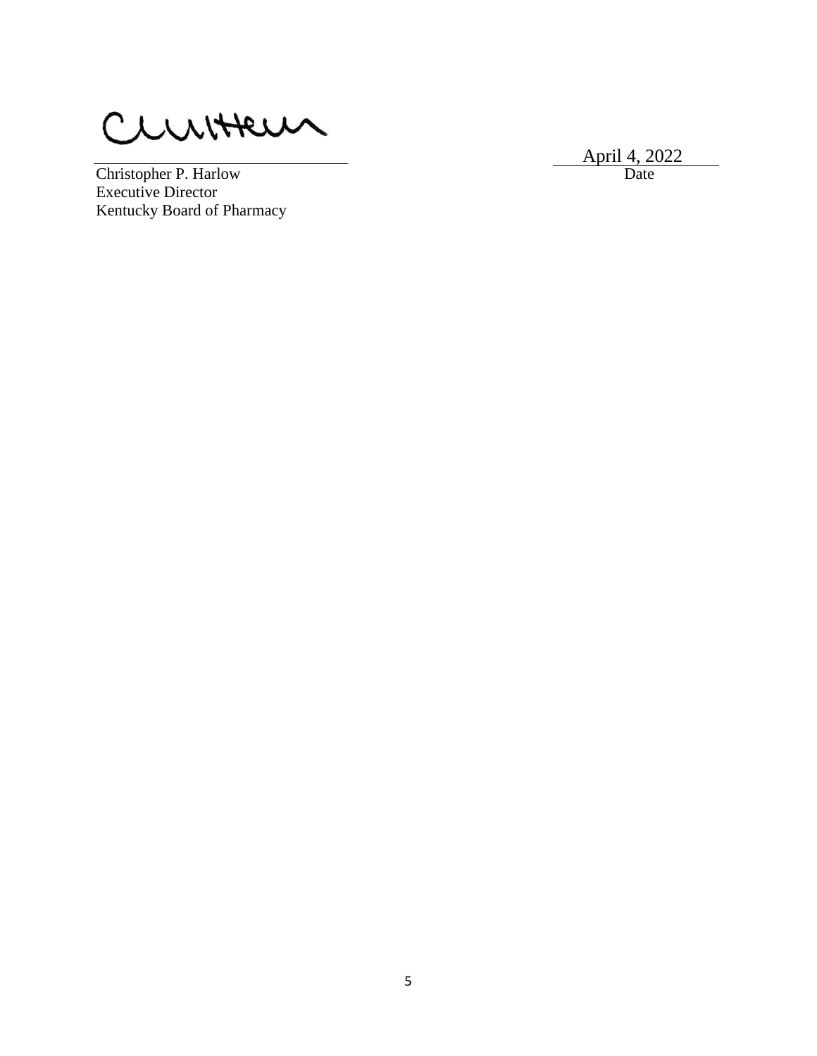Christopher P. Harlow
Executive Director
Kentucky Board of Pharmacy

April 4, 2022
Date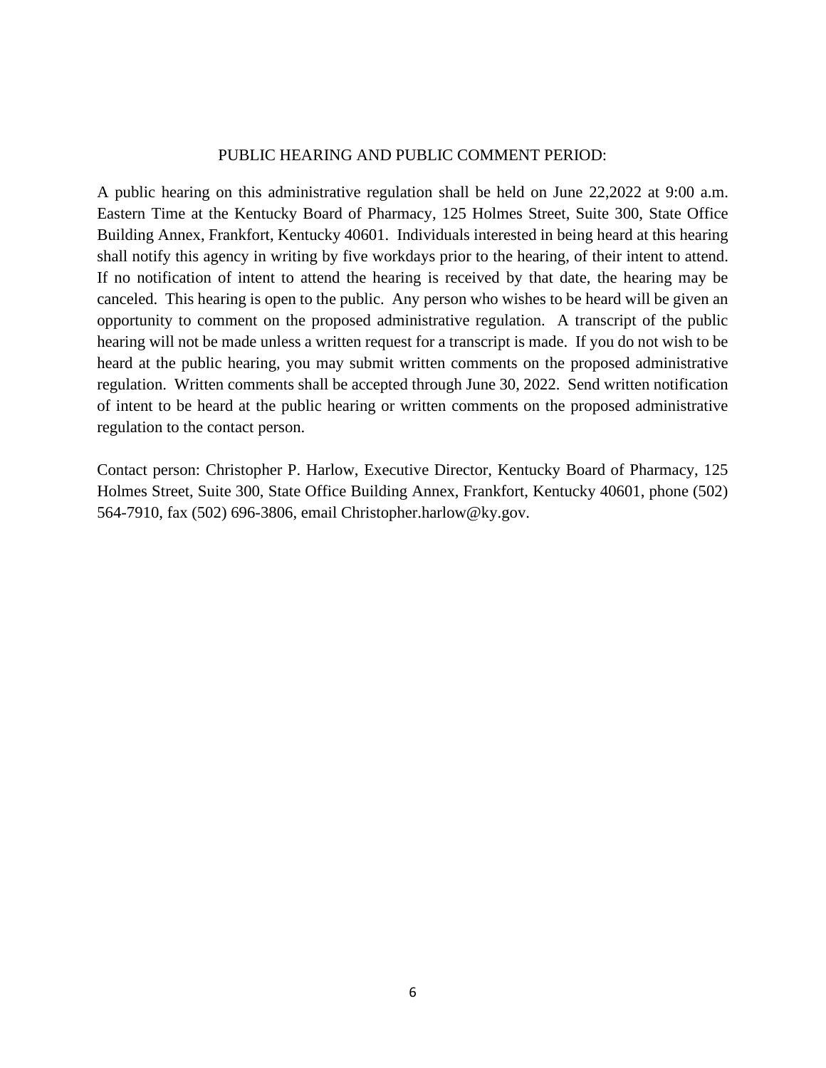## PUBLIC HEARING AND PUBLIC COMMENT PERIOD:

A public hearing on this administrative regulation shall be held on June 22,2022 at 9:00 a.m. Eastern Time at the Kentucky Board of Pharmacy, 125 Holmes Street, Suite 300, State Office Building Annex, Frankfort, Kentucky 40601. Individuals interested in being heard at this hearing shall notify this agency in writing by five workdays prior to the hearing, of their intent to attend. If no notification of intent to attend the hearing is received by that date, the hearing may be canceled. This hearing is open to the public. Any person who wishes to be heard will be given an opportunity to comment on the proposed administrative regulation. A transcript of the public hearing will not be made unless a written request for a transcript is made. If you do not wish to be heard at the public hearing, you may submit written comments on the proposed administrative regulation. Written comments shall be accepted through June 30, 2022. Send written notification of intent to be heard at the public hearing or written comments on the proposed administrative regulation to the contact person.

Contact person: Christopher P. Harlow, Executive Director, Kentucky Board of Pharmacy, 125 Holmes Street, Suite 300, State Office Building Annex, Frankfort, Kentucky 40601, phone (502) 564-7910, fax (502) 696-3806, email Christopher.harlow@ky.gov.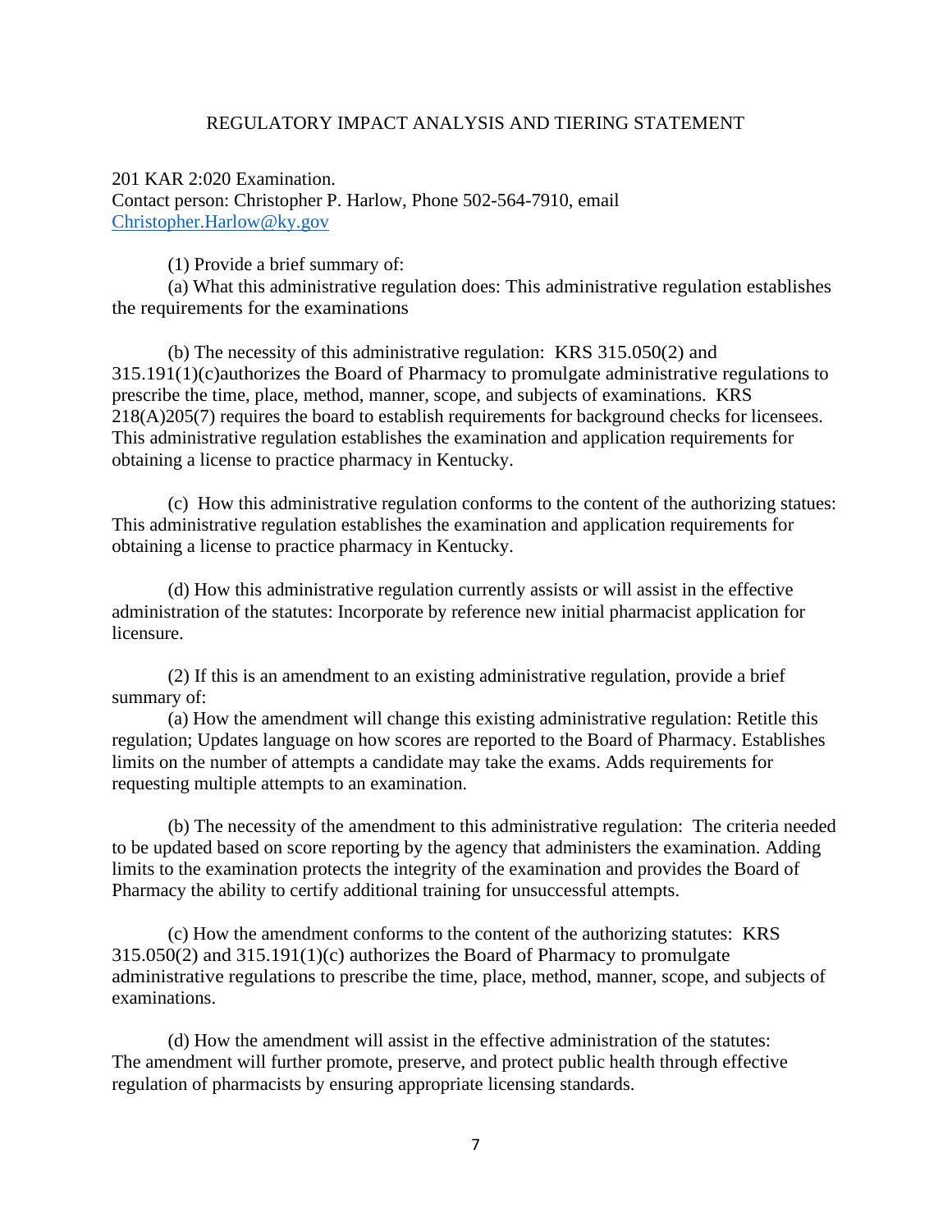REGULATORY IMPACT ANALYSIS AND TIERING STATEMENT

201 KAR 2:020 Examination.
Contact person: Christopher P. Harlow, Phone 502-564-7910, email Christopher.Harlow@ky.gov

(1) Provide a brief summary of:

(a) What this administrative regulation does: This administrative regulation establishes the requirements for the examinations

(b) The necessity of this administrative regulation: KRS 315.050(2) and 315.191(1)(c)authorizes the Board of Pharmacy to promulgate administrative regulations to prescribe the time, place, method, manner, scope, and subjects of examinations. KRS 218(A)205(7) requires the board to establish requirements for background checks for licensees. This administrative regulation establishes the examination and application requirements for obtaining a license to practice pharmacy in Kentucky.

(c) How this administrative regulation conforms to the content of the authorizing statues: This administrative regulation establishes the examination and application requirements for obtaining a license to practice pharmacy in Kentucky.

(d) How this administrative regulation currently assists or will assist in the effective administration of the statutes: Incorporate by reference new initial pharmacist application for licensure.

(2) If this is an amendment to an existing administrative regulation, provide a brief summary of:

(a) How the amendment will change this existing administrative regulation: Retitle this regulation; Updates language on how scores are reported to the Board of Pharmacy. Establishes limits on the number of attempts a candidate may take the exams. Adds requirements for requesting multiple attempts to an examination.

(b) The necessity of the amendment to this administrative regulation: The criteria needed to be updated based on score reporting by the agency that administers the examination. Adding limits to the examination protects the integrity of the examination and provides the Board of Pharmacy the ability to certify additional training for unsuccessful attempts.

(c) How the amendment conforms to the content of the authorizing statutes: KRS 315.050(2) and 315.191(1)(c) authorizes the Board of Pharmacy to promulgate administrative regulations to prescribe the time, place, method, manner, scope, and subjects of examinations.

(d) How the amendment will assist in the effective administration of the statutes: The amendment will further promote, preserve, and protect public health through effective regulation of pharmacists by ensuring appropriate licensing standards.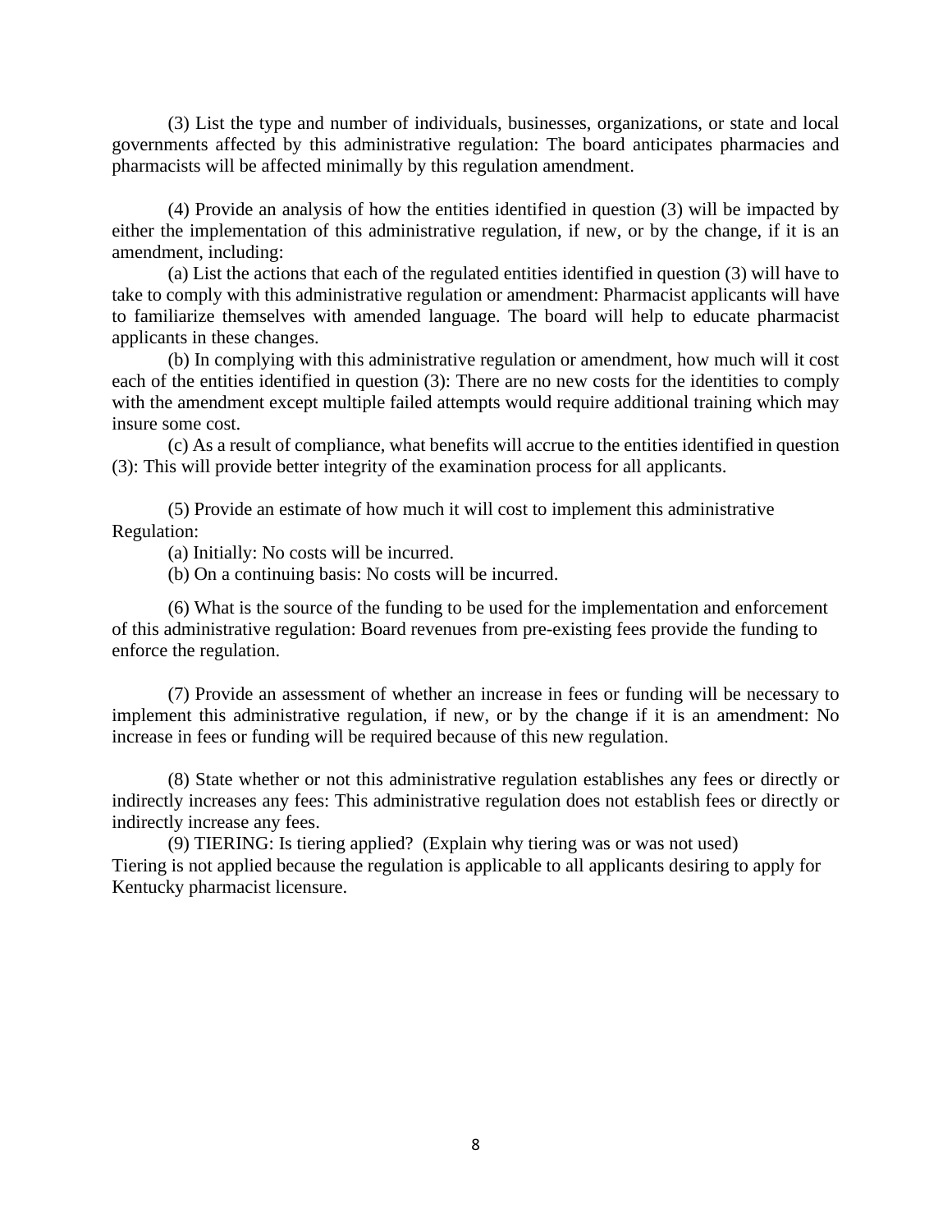(3) List the type and number of individuals, businesses, organizations, or state and local governments affected by this administrative regulation: The board anticipates pharmacies and pharmacists will be affected minimally by this regulation amendment.

(4) Provide an analysis of how the entities identified in question (3) will be impacted by either the implementation of this administrative regulation, if new, or by the change, if it is an amendment, including:

(a) List the actions that each of the regulated entities identified in question (3) will have to take to comply with this administrative regulation or amendment: Pharmacist applicants will have to familiarize themselves with amended language. The board will help to educate pharmacist applicants in these changes.

(b) In complying with this administrative regulation or amendment, how much will it cost each of the entities identified in question (3): There are no new costs for the identities to comply with the amendment except multiple failed attempts would require additional training which may insure some cost.

(c) As a result of compliance, what benefits will accrue to the entities identified in question (3): This will provide better integrity of the examination process for all applicants.

(5) Provide an estimate of how much it will cost to implement this administrative Regulation:

(a) Initially: No costs will be incurred.

(b) On a continuing basis: No costs will be incurred.

(6) What is the source of the funding to be used for the implementation and enforcement of this administrative regulation: Board revenues from pre-existing fees provide the funding to enforce the regulation.

(7) Provide an assessment of whether an increase in fees or funding will be necessary to implement this administrative regulation, if new, or by the change if it is an amendment: No increase in fees or funding will be required because of this new regulation.

(8) State whether or not this administrative regulation establishes any fees or directly or indirectly increases any fees: This administrative regulation does not establish fees or directly or indirectly increase any fees.

(9) TIERING: Is tiering applied? (Explain why tiering was or was not used)
Tiering is not applied because the regulation is applicable to all applicants desiring to apply for Kentucky pharmacist licensure.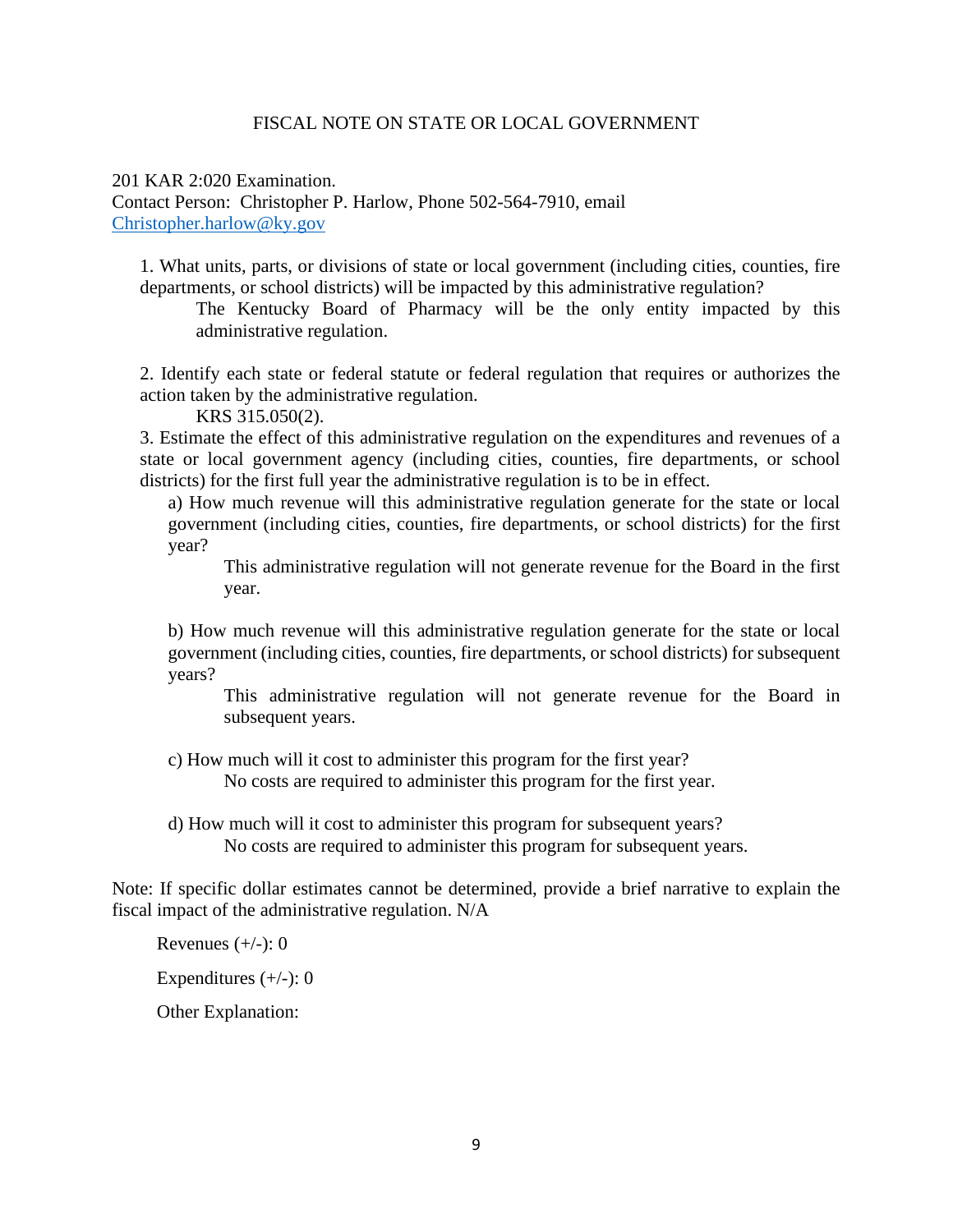FISCAL NOTE ON STATE OR LOCAL GOVERNMENT

201 KAR 2:020 Examination.
Contact Person: Christopher P. Harlow, Phone 502-564-7910, email [Christopher.harlow@ky.gov](mailto:Christopher.harlow@ky.gov)

1. What units, parts, or divisions of state or local government (including cities, counties, fire departments, or school districts) will be impacted by this administrative regulation?

   The Kentucky Board of Pharmacy will be the only entity impacted by this administrative regulation.

2. Identify each state or federal statute or federal regulation that requires or authorizes the action taken by the administrative regulation.

   KRS 315.050(2).

3. Estimate the effect of this administrative regulation on the expenditures and revenues of a state or local government agency (including cities, counties, fire departments, or school districts) for the first full year the administrative regulation is to be in effect.

   a) How much revenue will this administrative regulation generate for the state or local government (including cities, counties, fire departments, or school districts) for the first year?

      This administrative regulation will not generate revenue for the Board in the first year.

   b) How much revenue will this administrative regulation generate for the state or local government (including cities, counties, fire departments, or school districts) for subsequent years?

      This administrative regulation will not generate revenue for the Board in subsequent years.

   c) How much will it cost to administer this program for the first year?

      No costs are required to administer this program for the first year.

   d) How much will it cost to administer this program for subsequent years?

      No costs are required to administer this program for subsequent years.

Note: If specific dollar estimates cannot be determined, provide a brief narrative to explain the fiscal impact of the administrative regulation. N/A

Revenues (+/-): 0

Expenditures (+/-): 0

Other Explanation: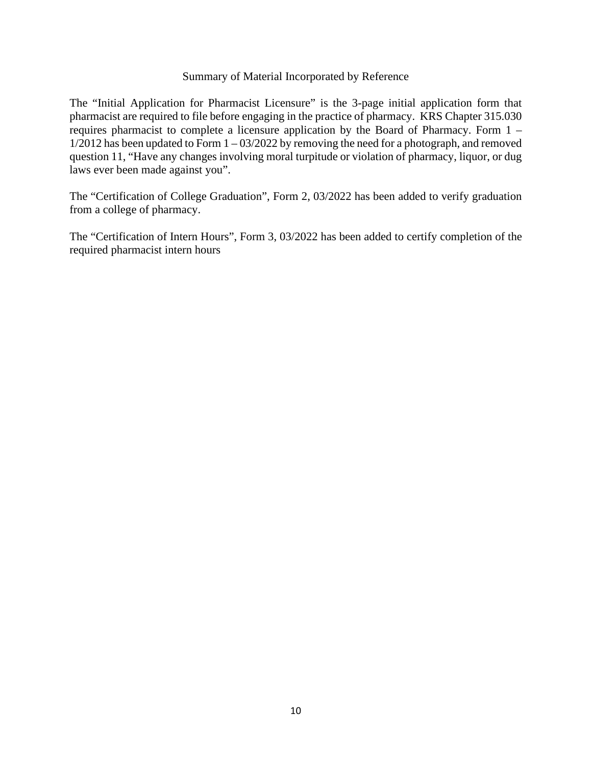# Summary of Material Incorporated by Reference

The "Initial Application for Pharmacist Licensure" is the 3-page initial application form that pharmacist are required to file before engaging in the practice of pharmacy. KRS Chapter 315.030 requires pharmacist to complete a licensure application by the Board of Pharmacy. Form 1 – 1/2012 has been updated to Form 1 – 03/2022 by removing the need for a photograph, and removed question 11, "Have any changes involving moral turpitude or violation of pharmacy, liquor, or dug laws ever been made against you".

The "Certification of College Graduation", Form 2, 03/2022 has been added to verify graduation from a college of pharmacy.

The "Certification of Intern Hours", Form 3, 03/2022 has been added to certify completion of the required pharmacist intern hours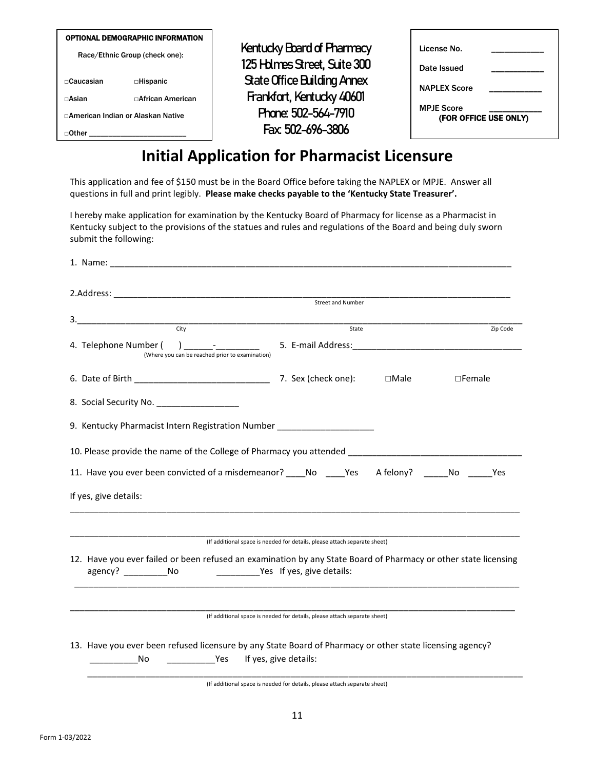**OPTIONAL DEMOGRAPHIC INFORMATION**

Race/Ethnic Group (check one):

□Caucasian □Hispanic

□Asian □African American

□American Indian or Alaskan Native

□Other ______________________

Kentucky Board of Pharmacy
125 Holmes Street, Suite 300
State Office Building Annex
Frankfort, Kentucky 40601
Phone: 502-564-7910
Fax: 502-696-3806

License No. __________

Date Issued __________

NAPLEX Score __________

MPJE Score __________
(FOR OFFICE USE ONLY)

# Initial Application for Pharmacist Licensure

This application and fee of $150 must be in the Board Office before taking the NAPLEX or MPJE. Answer all questions in full and print legibly. **Please make checks payable to the 'Kentucky State Treasurer'.**

I hereby make application for examination by the Kentucky Board of Pharmacy for license as a Pharmacist in Kentucky subject to the provisions of the statues and rules and regulations of the Board and being duly sworn submit the following:

1. Name: ____________________________________________________________

2. Address: __________________________________________________________
Street and Number

3. __________________________________________________________________
City State Zip Code

4. Telephone Number ( ) ______-_________ (Where you can be reached prior to examination) 5. E-mail Address: ___________________________

6. Date of Birth ___________________________ 7. Sex (check one): □Male □Female

8. Social Security No. _________________

9. Kentucky Pharmacist Intern Registration Number ___________________

10. Please provide the name of the College of Pharmacy you attended ___________________________

11. Have you ever been convicted of a misdemeanor? ____No ____Yes A felony? _____No _____Yes

If yes, give details:

______________________________________________________________________

______________________________________________________________________
(If additional space is needed for details, please attach separate sheet)

12. Have you ever failed or been refused an examination by any State Board of Pharmacy or other state licensing agency? _________No _________Yes If yes, give details:

______________________________________________________________________

______________________________________________________________________
(If additional space is needed for details, please attach separate sheet)

13. Have you ever been refused licensure by any State Board of Pharmacy or other state licensing agency? __________No __________Yes If yes, give details:

______________________________________________________________________
(If additional space is needed for details, please attach separate sheet)

Form 1-03/2022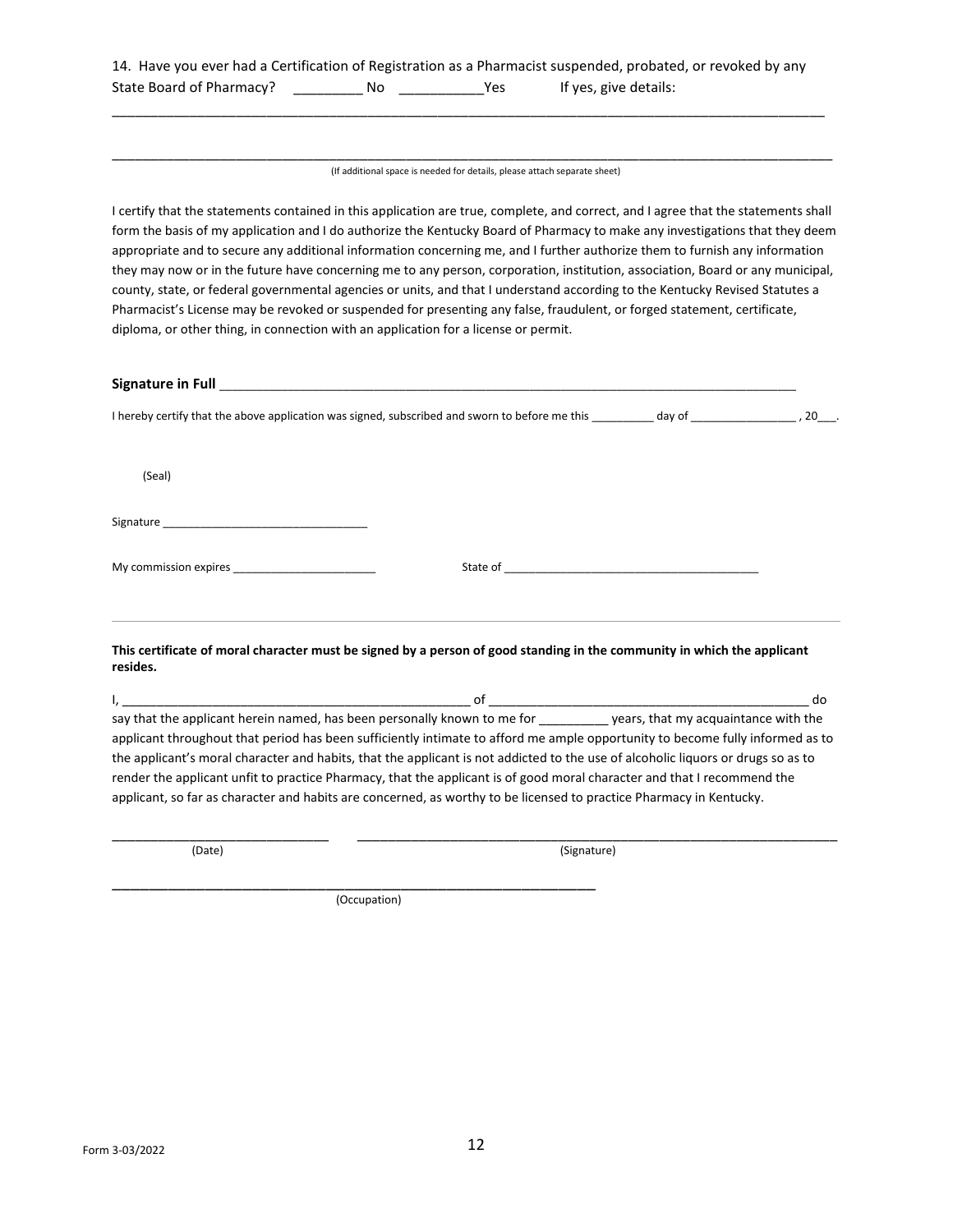14. Have you ever had a Certification of Registration as a Pharmacist suspended, probated, or revoked by any State Board of Pharmacy? _________ No ___________Yes If yes, give details:

_____________________________________________________________________________________________

_____________________________________________________________________________________________

(If additional space is needed for details, please attach separate sheet)

I certify that the statements contained in this application are true, complete, and correct, and I agree that the statements shall form the basis of my application and I do authorize the Kentucky Board of Pharmacy to make any investigations that they deem appropriate and to secure any additional information concerning me, and I further authorize them to furnish any information they may now or in the future have concerning me to any person, corporation, institution, association, Board or any municipal, county, state, or federal governmental agencies or units, and that I understand according to the Kentucky Revised Statutes a Pharmacist's License may be revoked or suspended for presenting any false, fraudulent, or forged statement, certificate, diploma, or other thing, in connection with an application for a license or permit.

**Signature in Full** _____________________________________________________________________________

I hereby certify that the above application was signed, subscribed and sworn to before me this __________ day of _________________ , 20___.

(Seal)

Signature _________________________________

My commission expires _______________________ State of _________________________________________

---

**This certificate of moral character must be signed by a person of good standing in the community in which the applicant resides.**

I, ___________________________________________________ of _______________________________________________ do say that the applicant herein named, has been personally known to me for __________ years, that my acquaintance with the applicant throughout that period has been sufficiently intimate to afford me ample opportunity to become fully informed as to the applicant's moral character and habits, that the applicant is not addicted to the use of alcoholic liquors or drugs so as to render the applicant unfit to practice Pharmacy, that the applicant is of good moral character and that I recommend the applicant, so far as character and habits are concerned, as worthy to be licensed to practice Pharmacy in Kentucky.

_______________________________ _____________________________________________________________________

(Date) (Signature)

______________________________________________________________________

(Occupation)

Form 3-03/2022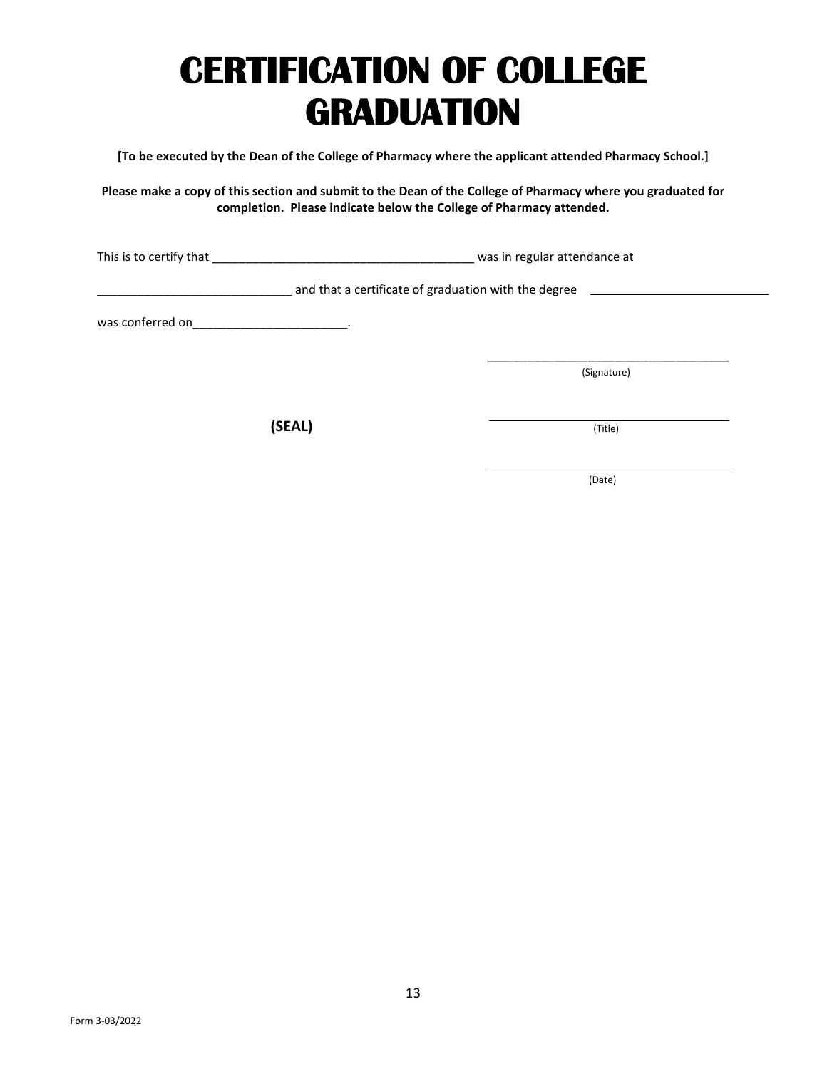# CERTIFICATION OF COLLEGE GRADUATION

**[To be executed by the Dean of the College of Pharmacy where the applicant attended Pharmacy School.]**

**Please make a copy of this section and submit to the Dean of the College of Pharmacy where you graduated for completion. Please indicate below the College of Pharmacy attended.**

This is to certify that ______________________________________ was in regular attendance at

____________________________ and that a certificate of graduation with the degree ____________________________

was conferred on______________________.

______________________________________
(Signature)

**(SEAL)**

______________________________________
(Title)

______________________________________
(Date)

Form 3-03/2022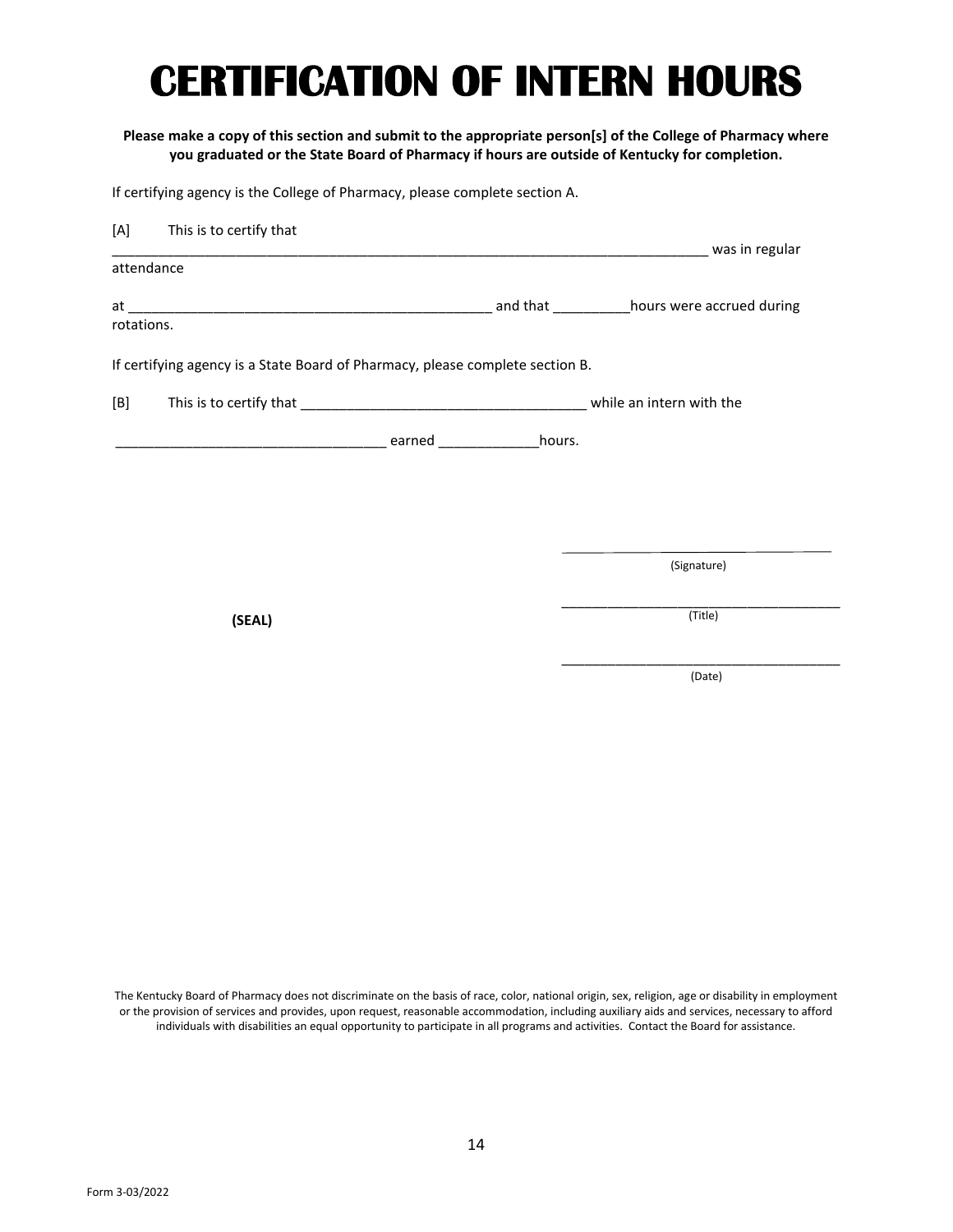# CERTIFICATION OF INTERN HOURS

**Please make a copy of this section and submit to the appropriate person[s] of the College of Pharmacy where you graduated or the State Board of Pharmacy if hours are outside of Kentucky for completion.**

If certifying agency is the College of Pharmacy, please complete section A.

[A] This is to certify that

_______________________________________________________________________________ was in regular attendance

at _______________________________________________ and that __________hours were accrued during rotations.

If certifying agency is a State Board of Pharmacy, please complete section B.

[B] This is to certify that ____________________________________ while an intern with the

__________________________________ earned _____________hours.

_______________________________
(Signature)

_______________________________
(Title)

**(SEAL)**

_______________________________
(Date)

The Kentucky Board of Pharmacy does not discriminate on the basis of race, color, national origin, sex, religion, age or disability in employment or the provision of services and provides, upon request, reasonable accommodation, including auxiliary aids and services, necessary to afford individuals with disabilities an equal opportunity to participate in all programs and activities. Contact the Board for assistance.

Form 3-03/2022